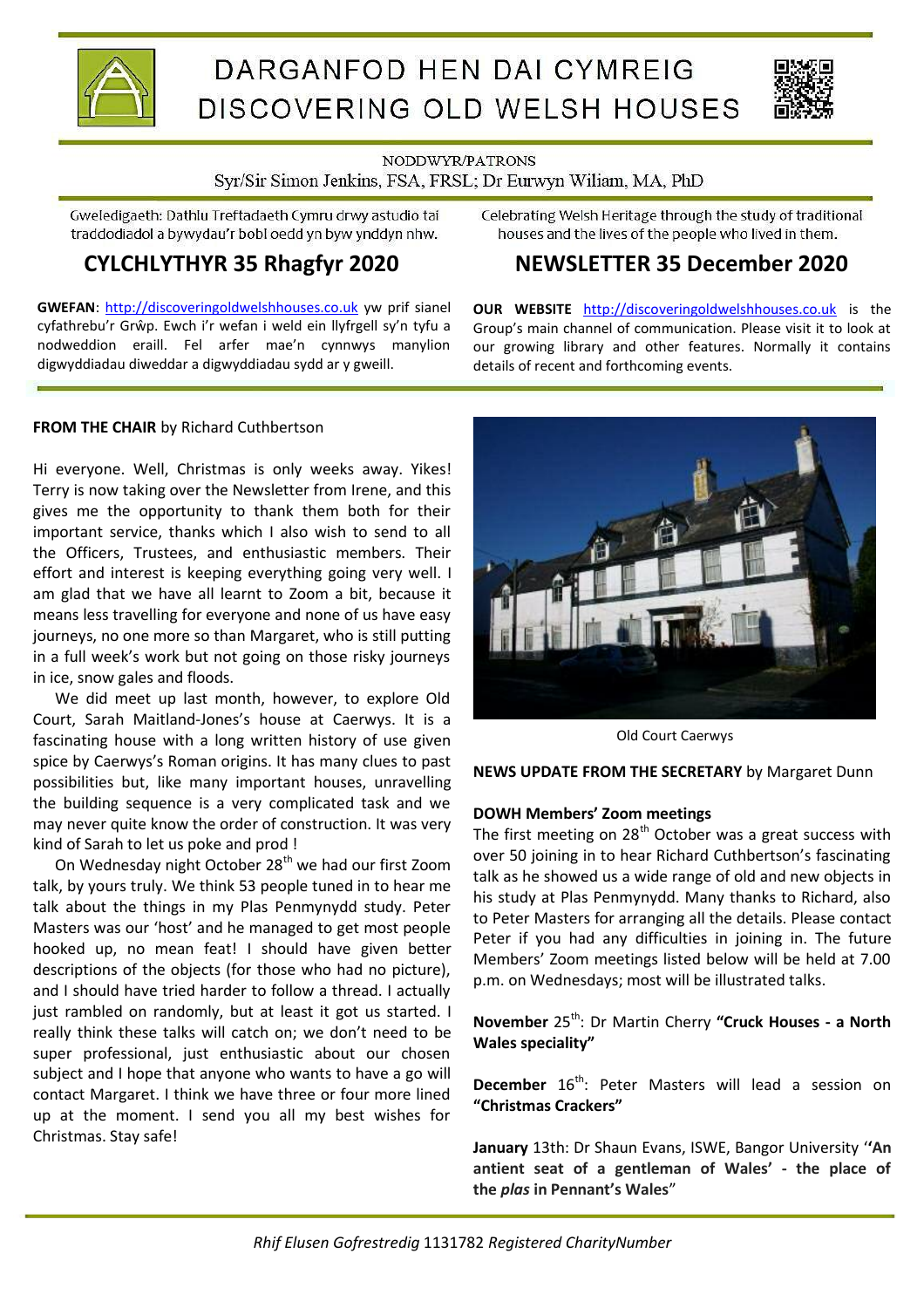# DARGANFOD HEN DAI CYMREIG
# DISCOVERING OLD WELSH HOUSES

NODDWYR/PATRONS

Syr/Sir Simon Jenkins, FSA, FRSL; Dr Eurwyn Wiliam, MA, PhD

Gweledigaeth: Dathlu Treftadaeth Cymru drwy astudio tai traddodiadol a bywydau'r bobl oedd yn byw ynddyn nhw.

Celebrating Welsh Heritage through the study of traditional houses and the lives of the people who lived in them.

## CYLCHLYTHYR 35 Rhagfyr 2020

## NEWSLETTER 35 December 2020

**GWEFAN**: http://discoveringoldwelshhouses.co.uk yw prif sianel cyfathrebu'r Grŵp. Ewch i'r wefan i weld ein llyfrgell sy'n tyfu a nodweddion eraill. Fel arfer mae'n cynnwys manylion digwyddiadau diweddar a digwyddiadau sydd ar y gweill.

**OUR WEBSITE** http://discoveringoldwelshhouses.co.uk is the Group's main channel of communication. Please visit it to look at our growing library and other features. Normally it contains details of recent and forthcoming events.

**FROM THE CHAIR** by Richard Cuthbertson

Hi everyone. Well, Christmas is only weeks away. Yikes! Terry is now taking over the Newsletter from Irene, and this gives me the opportunity to thank them both for their important service, thanks which I also wish to send to all the Officers, Trustees, and enthusiastic members. Their effort and interest is keeping everything going very well. I am glad that we have all learnt to Zoom a bit, because it means less travelling for everyone and none of us have easy journeys, no one more so than Margaret, who is still putting in a full week's work but not going on those risky journeys in ice, snow gales and floods.

We did meet up last month, however, to explore Old Court, Sarah Maitland-Jones's house at Caerwys. It is a fascinating house with a long written history of use given spice by Caerwys's Roman origins. It has many clues to past possibilities but, like many important houses, unravelling the building sequence is a very complicated task and we may never quite know the order of construction. It was very kind of Sarah to let us poke and prod !

On Wednesday night October 28th we had our first Zoom talk, by yours truly. We think 53 people tuned in to hear me talk about the things in my Plas Penmynydd study. Peter Masters was our 'host' and he managed to get most people hooked up, no mean feat! I should have given better descriptions of the objects (for those who had no picture), and I should have tried harder to follow a thread. I actually just rambled on randomly, but at least it got us started. I really think these talks will catch on; we don't need to be super professional, just enthusiastic about our chosen subject and I hope that anyone who wants to have a go will contact Margaret. I think we have three or four more lined up at the moment. I send you all my best wishes for Christmas. Stay safe!

Old Court Caerwys

**NEWS UPDATE FROM THE SECRETARY** by Margaret Dunn

**DOWH Members' Zoom meetings**

The first meeting on 28th October was a great success with over 50 joining in to hear Richard Cuthbertson's fascinating talk as he showed us a wide range of old and new objects in his study at Plas Penmynydd. Many thanks to Richard, also to Peter Masters for arranging all the details. Please contact Peter if you had any difficulties in joining in. The future Members' Zoom meetings listed below will be held at 7.00 p.m. on Wednesdays; most will be illustrated talks.

**November** 25th: Dr Martin Cherry **"Cruck Houses - a North Wales speciality"**

**December** 16th: Peter Masters will lead a session on **"Christmas Crackers"**

**January** 13th: Dr Shaun Evans, ISWE, Bangor University **''An antient seat of a gentleman of Wales' - the place of the *plas* in Pennant's Wales"**

*Rhif Elusen Gofrestredig* 1131782 *Registered CharityNumber*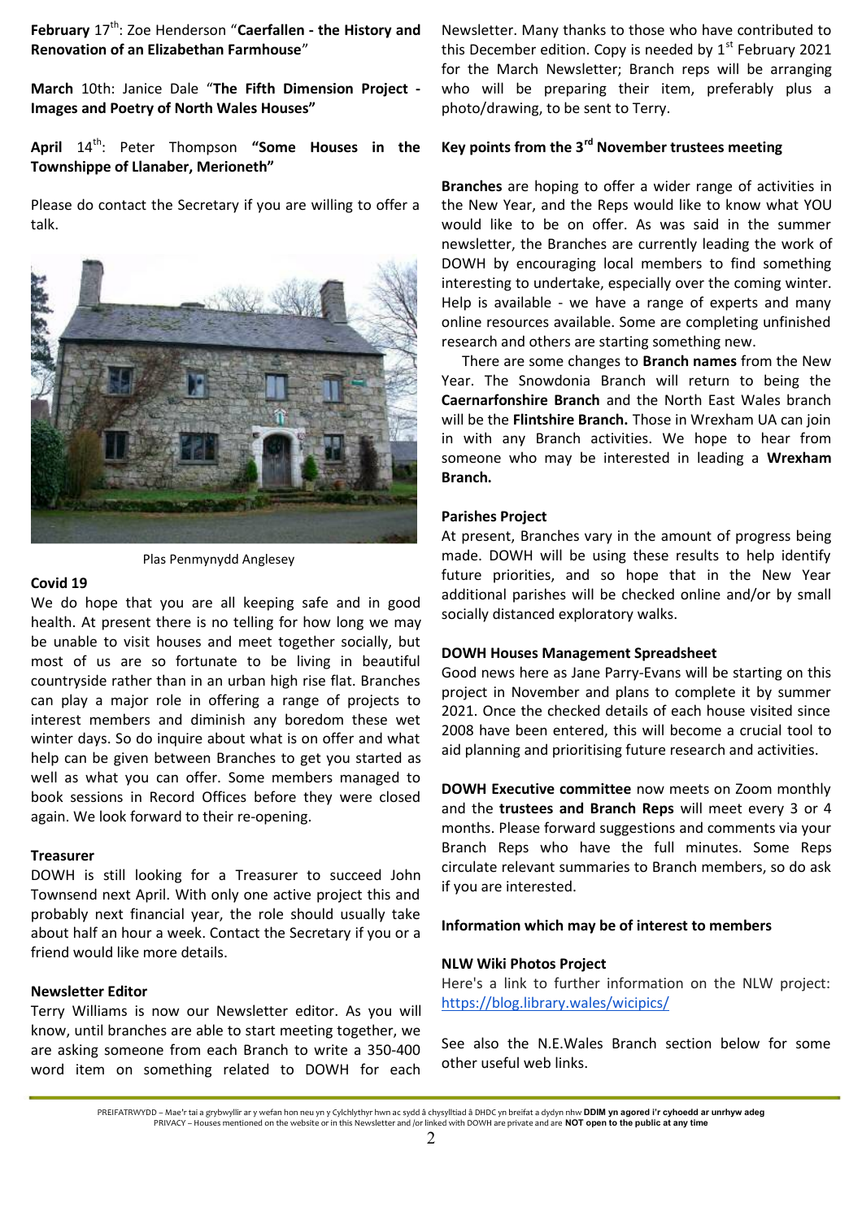**February** 17th: Zoe Henderson "**Caerfallen - the History and Renovation of an Elizabethan Farmhouse**"

**March** 10th: Janice Dale "**The Fifth Dimension Project - Images and Poetry of North Wales Houses"**

**April** 14th: Peter Thompson **"Some Houses in the Townshippe of Llanaber, Merioneth"**

Please do contact the Secretary if you are willing to offer a talk.

Plas Penmynydd Anglesey

**Covid 19**

We do hope that you are all keeping safe and in good health. At present there is no telling for how long we may be unable to visit houses and meet together socially, but most of us are so fortunate to be living in beautiful countryside rather than in an urban high rise flat. Branches can play a major role in offering a range of projects to interest members and diminish any boredom these wet winter days. So do inquire about what is on offer and what help can be given between Branches to get you started as well as what you can offer. Some members managed to book sessions in Record Offices before they were closed again. We look forward to their re-opening.

**Treasurer**

DOWH is still looking for a Treasurer to succeed John Townsend next April. With only one active project this and probably next financial year, the role should usually take about half an hour a week. Contact the Secretary if you or a friend would like more details.

**Newsletter Editor**

Terry Williams is now our Newsletter editor. As you will know, until branches are able to start meeting together, we are asking someone from each Branch to write a 350-400 word item on something related to DOWH for each Newsletter. Many thanks to those who have contributed to this December edition. Copy is needed by 1st February 2021 for the March Newsletter; Branch reps will be arranging who will be preparing their item, preferably plus a photo/drawing, to be sent to Terry.

**Key points from the 3rd November trustees meeting**

**Branches** are hoping to offer a wider range of activities in the New Year, and the Reps would like to know what YOU would like to be on offer. As was said in the summer newsletter, the Branches are currently leading the work of DOWH by encouraging local members to find something interesting to undertake, especially over the coming winter. Help is available - we have a range of experts and many online resources available. Some are completing unfinished research and others are starting something new.

There are some changes to **Branch names** from the New Year. The Snowdonia Branch will return to being the **Caernarfonshire Branch** and the North East Wales branch will be the **Flintshire Branch.** Those in Wrexham UA can join in with any Branch activities. We hope to hear from someone who may be interested in leading a **Wrexham Branch.**

**Parishes Project**

At present, Branches vary in the amount of progress being made. DOWH will be using these results to help identify future priorities, and so hope that in the New Year additional parishes will be checked online and/or by small socially distanced exploratory walks.

**DOWH Houses Management Spreadsheet**

Good news here as Jane Parry-Evans will be starting on this project in November and plans to complete it by summer 2021. Once the checked details of each house visited since 2008 have been entered, this will become a crucial tool to aid planning and prioritising future research and activities.

**DOWH Executive committee** now meets on Zoom monthly and the **trustees and Branch Reps** will meet every 3 or 4 months. Please forward suggestions and comments via your Branch Reps who have the full minutes. Some Reps circulate relevant summaries to Branch members, so do ask if you are interested.

**Information which may be of interest to members**

**NLW Wiki Photos Project**

Here's a link to further information on the NLW project: https://blog.library.wales/wicipics/

See also the N.E.Wales Branch section below for some other useful web links.

PREIFATRWYDD – Mae'r tai a grybwyllir ar y wefan hon neu yn y Cylchlythyr hwn ac sydd â chysylltiad â DHDC yn breifat a dydyn nhw **DDIM yn agored i'r cyhoedd ar unrhyw adeg**
PRIVACY – Houses mentioned on the website or in this Newsletter and /or linked with DOWH are private and are **NOT open to the public at any time**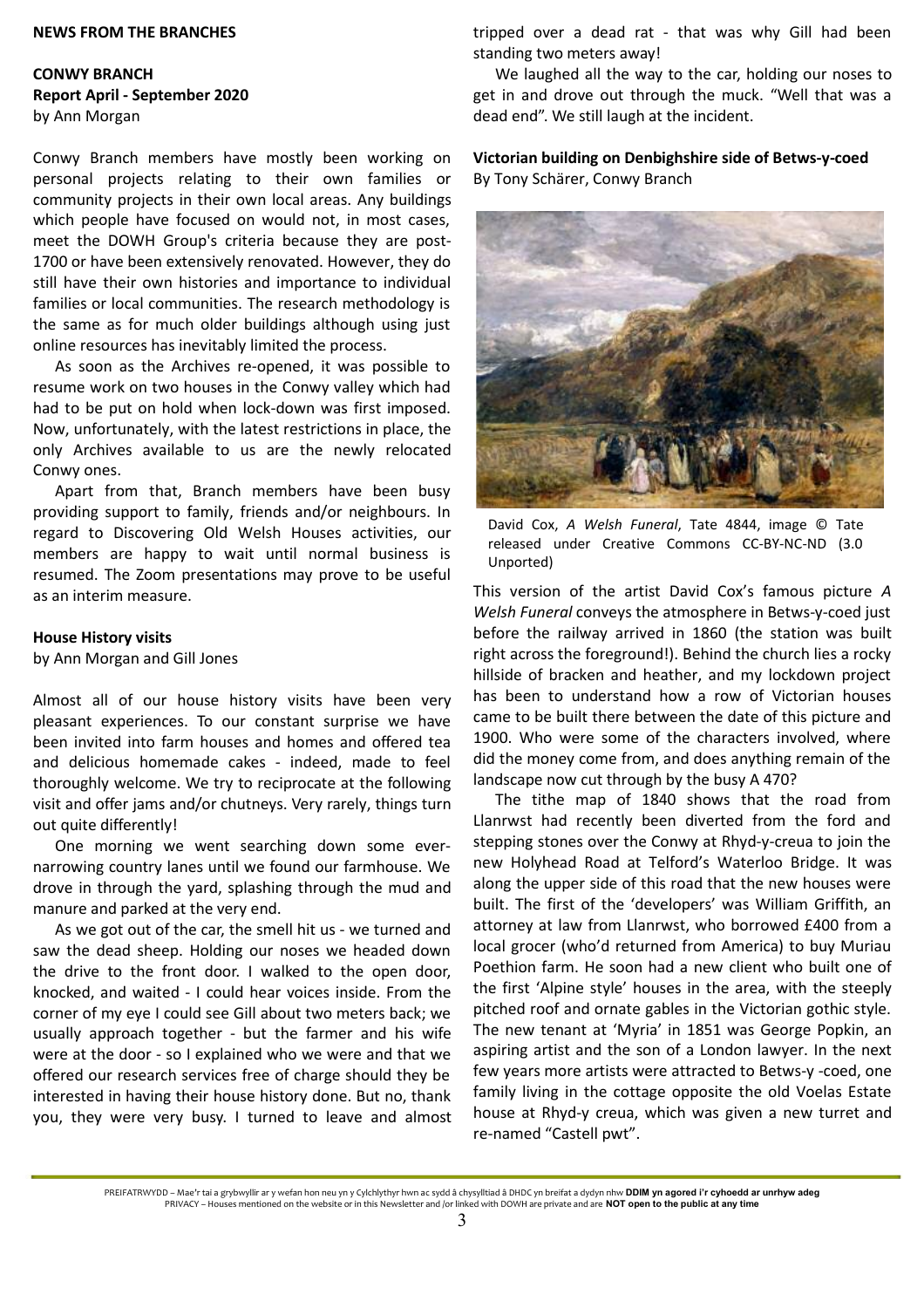**NEWS FROM THE BRANCHES**

**CONWY BRANCH**
**Report April - September 2020**
by Ann Morgan

Conwy Branch members have mostly been working on personal projects relating to their own families or community projects in their own local areas. Any buildings which people have focused on would not, in most cases, meet the DOWH Group's criteria because they are post-1700 or have been extensively renovated. However, they do still have their own histories and importance to individual families or local communities. The research methodology is the same as for much older buildings although using just online resources has inevitably limited the process.

As soon as the Archives re-opened, it was possible to resume work on two houses in the Conwy valley which had had to be put on hold when lock-down was first imposed. Now, unfortunately, with the latest restrictions in place, the only Archives available to us are the newly relocated Conwy ones.

Apart from that, Branch members have been busy providing support to family, friends and/or neighbours. In regard to Discovering Old Welsh Houses activities, our members are happy to wait until normal business is resumed. The Zoom presentations may prove to be useful as an interim measure.

**House History visits**
by Ann Morgan and Gill Jones

Almost all of our house history visits have been very pleasant experiences. To our constant surprise we have been invited into farm houses and homes and offered tea and delicious homemade cakes - indeed, made to feel thoroughly welcome. We try to reciprocate at the following visit and offer jams and/or chutneys. Very rarely, things turn out quite differently!

One morning we went searching down some ever-narrowing country lanes until we found our farmhouse. We drove in through the yard, splashing through the mud and manure and parked at the very end.

As we got out of the car, the smell hit us - we turned and saw the dead sheep. Holding our noses we headed down the drive to the front door. I walked to the open door, knocked, and waited - I could hear voices inside. From the corner of my eye I could see Gill about two meters back; we usually approach together - but the farmer and his wife were at the door - so I explained who we were and that we offered our research services free of charge should they be interested in having their house history done. But no, thank you, they were very busy. I turned to leave and almost tripped over a dead rat - that was why Gill had been standing two meters away!

We laughed all the way to the car, holding our noses to get in and drove out through the muck. "Well that was a dead end". We still laugh at the incident.

**Victorian building on Denbighshire side of Betws-y-coed**
By Tony Schärer, Conwy Branch

David Cox, *A Welsh Funeral*, Tate 4844, image © Tate released under Creative Commons CC-BY-NC-ND (3.0 Unported)

This version of the artist David Cox's famous picture *A Welsh Funeral* conveys the atmosphere in Betws-y-coed just before the railway arrived in 1860 (the station was built right across the foreground!). Behind the church lies a rocky hillside of bracken and heather, and my lockdown project has been to understand how a row of Victorian houses came to be built there between the date of this picture and 1900. Who were some of the characters involved, where did the money come from, and does anything remain of the landscape now cut through by the busy A 470?

The tithe map of 1840 shows that the road from Llanrwst had recently been diverted from the ford and stepping stones over the Conwy at Rhyd-y-creua to join the new Holyhead Road at Telford's Waterloo Bridge. It was along the upper side of this road that the new houses were built. The first of the 'developers' was William Griffith, an attorney at law from Llanrwst, who borrowed £400 from a local grocer (who'd returned from America) to buy Muriau Poethion farm. He soon had a new client who built one of the first 'Alpine style' houses in the area, with the steeply pitched roof and ornate gables in the Victorian gothic style. The new tenant at 'Myria' in 1851 was George Popkin, an aspiring artist and the son of a London lawyer. In the next few years more artists were attracted to Betws-y -coed, one family living in the cottage opposite the old Voelas Estate house at Rhyd-y creua, which was given a new turret and re-named "Castell pwt".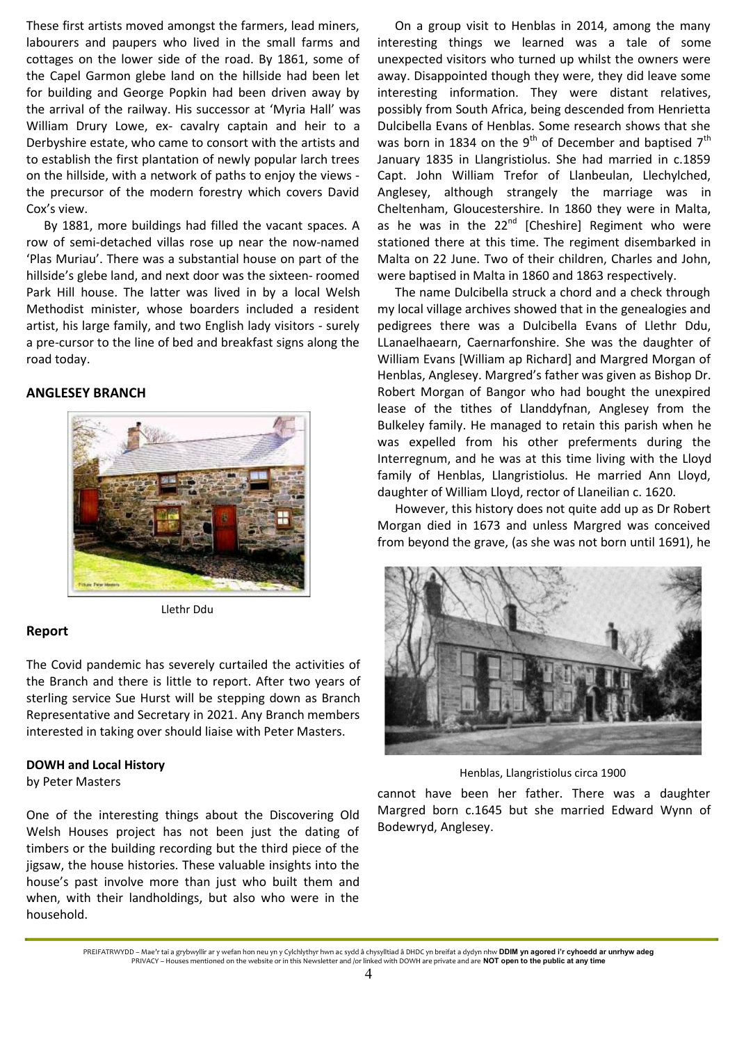These first artists moved amongst the farmers, lead miners, labourers and paupers who lived in the small farms and cottages on the lower side of the road. By 1861, some of the Capel Garmon glebe land on the hillside had been let for building and George Popkin had been driven away by the arrival of the railway. His successor at 'Myria Hall' was William Drury Lowe, ex- cavalry captain and heir to a Derbyshire estate, who came to consort with the artists and to establish the first plantation of newly popular larch trees on the hillside, with a network of paths to enjoy the views - the precursor of the modern forestry which covers David Cox's view.

By 1881, more buildings had filled the vacant spaces. A row of semi-detached villas rose up near the now-named 'Plas Muriau'. There was a substantial house on part of the hillside's glebe land, and next door was the sixteen- roomed Park Hill house. The latter was lived in by a local Welsh Methodist minister, whose boarders included a resident artist, his large family, and two English lady visitors - surely a pre-cursor to the line of bed and breakfast signs along the road today.

## ANGLESEY BRANCH

Llethr Ddu

### Report

The Covid pandemic has severely curtailed the activities of the Branch and there is little to report. After two years of sterling service Sue Hurst will be stepping down as Branch Representative and Secretary in 2021. Any Branch members interested in taking over should liaise with Peter Masters.

### DOWH and Local History

by Peter Masters

One of the interesting things about the Discovering Old Welsh Houses project has not been just the dating of timbers or the building recording but the third piece of the jigsaw, the house histories. These valuable insights into the house's past involve more than just who built them and when, with their landholdings, but also who were in the household.

On a group visit to Henblas in 2014, among the many interesting things we learned was a tale of some unexpected visitors who turned up whilst the owners were away. Disappointed though they were, they did leave some interesting information. They were distant relatives, possibly from South Africa, being descended from Henrietta Dulcibella Evans of Henblas. Some research shows that she was born in 1834 on the 9th of December and baptised 7th January 1835 in Llangristiolus. She had married in c.1859 Capt. John William Trefor of Llanbeulan, Llechylched, Anglesey, although strangely the marriage was in Cheltenham, Gloucestershire. In 1860 they were in Malta, as he was in the 22nd [Cheshire] Regiment who were stationed there at this time. The regiment disembarked in Malta on 22 June. Two of their children, Charles and John, were baptised in Malta in 1860 and 1863 respectively.

The name Dulcibella struck a chord and a check through my local village archives showed that in the genealogies and pedigrees there was a Dulcibella Evans of Llethr Ddu, LLanaelhaearn, Caernarfonshire. She was the daughter of William Evans [William ap Richard] and Margred Morgan of Henblas, Anglesey. Margred's father was given as Bishop Dr. Robert Morgan of Bangor who had bought the unexpired lease of the tithes of Llanddyfnan, Anglesey from the Bulkeley family. He managed to retain this parish when he was expelled from his other preferments during the Interregnum, and he was at this time living with the Lloyd family of Henblas, Llangristiolus. He married Ann Lloyd, daughter of William Lloyd, rector of Llaneilian c. 1620.

However, this history does not quite add up as Dr Robert Morgan died in 1673 and unless Margred was conceived from beyond the grave, (as she was not born until 1691), he cannot have been her father. There was a daughter Margred born c.1645 but she married Edward Wynn of Bodewryd, Anglesey.

Henblas, Llangristiolus circa 1900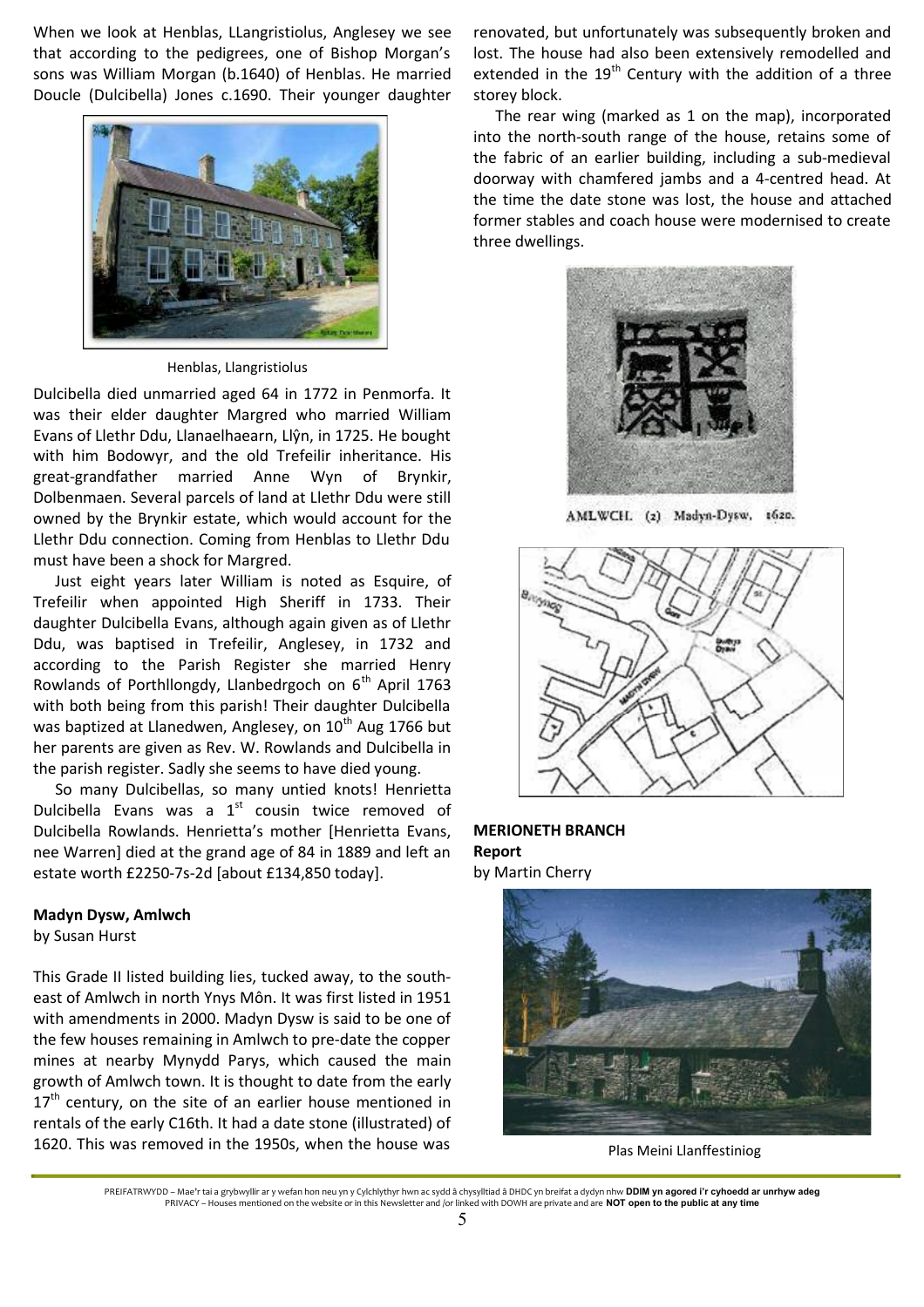When we look at Henblas, LLangristiolus, Anglesey we see that according to the pedigrees, one of Bishop Morgan's sons was William Morgan (b.1640) of Henblas. He married Doucle (Dulcibella) Jones c.1690. Their younger daughter Dulcibella died unmarried aged 64 in 1772 in Penmorfa. It was their elder daughter Margred who married William Evans of Llethr Ddu, Llanaelhaearn, Llŷn, in 1725. He bought with him Bodowyr, and the old Trefeilir inheritance. His great-grandfather married Anne Wyn of Brynkir, Dolbenmaen. Several parcels of land at Llethr Ddu were still owned by the Brynkir estate, which would account for the Llethr Ddu connection. Coming from Henblas to Llethr Ddu must have been a shock for Margred.

Henblas, Llangristiolus

Just eight years later William is noted as Esquire, of Trefeilir when appointed High Sheriff in 1733. Their daughter Dulcibella Evans, although again given as of Llethr Ddu, was baptised in Trefeilir, Anglesey, in 1732 and according to the Parish Register she married Henry Rowlands of Porthllongdy, Llanbedrgoch on 6th April 1763 with both being from this parish! Their daughter Dulcibella was baptized at Llanedwen, Anglesey, on 10th Aug 1766 but her parents are given as Rev. W. Rowlands and Dulcibella in the parish register. Sadly she seems to have died young.

So many Dulcibellas, so many untied knots! Henrietta Dulcibella Evans was a 1st cousin twice removed of Dulcibella Rowlands. Henrietta's mother [Henrietta Evans, nee Warren] died at the grand age of 84 in 1889 and left an estate worth £2250-7s-2d [about £134,850 today].

### Madyn Dysw, Amlwch

by Susan Hurst

This Grade II listed building lies, tucked away, to the south-east of Amlwch in north Ynys Môn. It was first listed in 1951 with amendments in 2000. Madyn Dysw is said to be one of the few houses remaining in Amlwch to pre-date the copper mines at nearby Mynydd Parys, which caused the main growth of Amlwch town. It is thought to date from the early 17th century, on the site of an earlier house mentioned in rentals of the early C16th. It had a date stone (illustrated) of 1620. This was removed in the 1950s, when the house was renovated, but unfortunately was subsequently broken and lost. The house had also been extensively remodelled and extended in the 19th Century with the addition of a three storey block.

The rear wing (marked as 1 on the map), incorporated into the north-south range of the house, retains some of the fabric of an earlier building, including a sub-medieval doorway with chamfered jambs and a 4-centred head. At the time the date stone was lost, the house and attached former stables and coach house were modernised to create three dwellings.

AMLWCH. (2) Madyn-Dysw, 1620.

### MERIONETH BRANCH

**Report**

by Martin Cherry

Plas Meini Llanffestiniog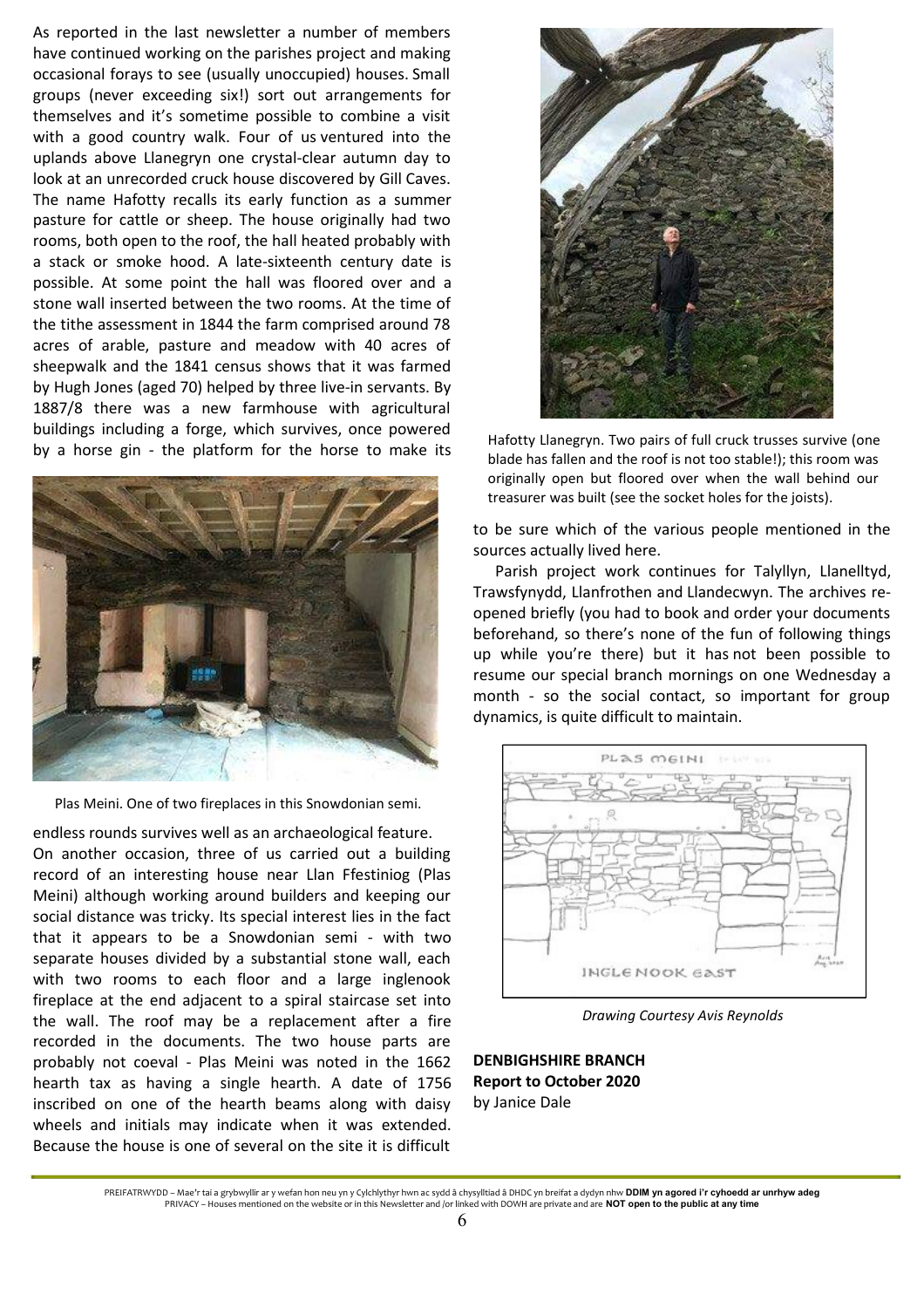As reported in the last newsletter a number of members have continued working on the parishes project and making occasional forays to see (usually unoccupied) houses. Small groups (never exceeding six!) sort out arrangements for themselves and it's sometime possible to combine a visit with a good country walk. Four of us ventured into the uplands above Llanegryn one crystal-clear autumn day to look at an unrecorded cruck house discovered by Gill Caves. The name Hafotty recalls its early function as a summer pasture for cattle or sheep. The house originally had two rooms, both open to the roof, the hall heated probably with a stack or smoke hood. A late-sixteenth century date is possible. At some point the hall was floored over and a stone wall inserted between the two rooms. At the time of the tithe assessment in 1844 the farm comprised around 78 acres of arable, pasture and meadow with 40 acres of sheepwalk and the 1841 census shows that it was farmed by Hugh Jones (aged 70) helped by three live-in servants. By 1887/8 there was a new farmhouse with agricultural buildings including a forge, which survives, once powered by a horse gin - the platform for the horse to make its endless rounds survives well as an archaeological feature.

Plas Meini. One of two fireplaces in this Snowdonian semi.

On another occasion, three of us carried out a building record of an interesting house near Llan Ffestiniog (Plas Meini) although working around builders and keeping our social distance was tricky. Its special interest lies in the fact that it appears to be a Snowdonian semi - with two separate houses divided by a substantial stone wall, each with two rooms to each floor and a large inglenook fireplace at the end adjacent to a spiral staircase set into the wall. The roof may be a replacement after a fire recorded in the documents. The two house parts are probably not coeval - Plas Meini was noted in the 1662 hearth tax as having a single hearth. A date of 1756 inscribed on one of the hearth beams along with daisy wheels and initials may indicate when it was extended. Because the house is one of several on the site it is difficult to be sure which of the various people mentioned in the sources actually lived here.

Hafotty Llanegryn. Two pairs of full cruck trusses survive (one blade has fallen and the roof is not too stable!); this room was originally open but floored over when the wall behind our treasurer was built (see the socket holes for the joists).

Parish project work continues for Talyllyn, Llanelltyd, Trawsfynydd, Llanfrothen and Llandecwyn. The archives re-opened briefly (you had to book and order your documents beforehand, so there's none of the fun of following things up while you're there) but it has not been possible to resume our special branch mornings on one Wednesday a month - so the social contact, so important for group dynamics, is quite difficult to maintain.

*Drawing Courtesy Avis Reynolds*

**DENBIGHSHIRE BRANCH**
**Report to October 2020**
by Janice Dale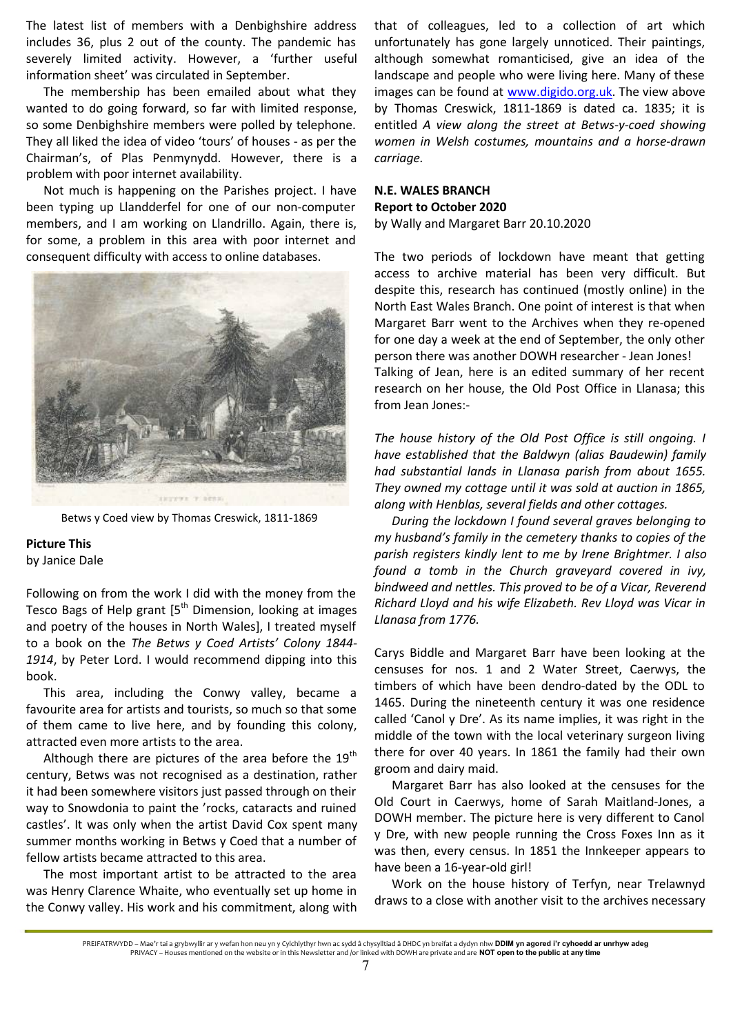The latest list of members with a Denbighshire address includes 36, plus 2 out of the county. The pandemic has severely limited activity. However, a 'further useful information sheet' was circulated in September.

The membership has been emailed about what they wanted to do going forward, so far with limited response, so some Denbighshire members were polled by telephone. They all liked the idea of video 'tours' of houses - as per the Chairman's, of Plas Penmynydd. However, there is a problem with poor internet availability.

Not much is happening on the Parishes project. I have been typing up Llandderfel for one of our non-computer members, and I am working on Llandrillo. Again, there is, for some, a problem in this area with poor internet and consequent difficulty with access to online databases.

Betws y Coed view by Thomas Creswick, 1811-1869

### Picture This

by Janice Dale

Following on from the work I did with the money from the Tesco Bags of Help grant [5th Dimension, looking at images and poetry of the houses in North Wales], I treated myself to a book on the *The Betws y Coed Artists' Colony 1844-1914*, by Peter Lord. I would recommend dipping into this book.

This area, including the Conwy valley, became a favourite area for artists and tourists, so much so that some of them came to live here, and by founding this colony, attracted even more artists to the area.

Although there are pictures of the area before the 19th century, Betws was not recognised as a destination, rather it had been somewhere visitors just passed through on their way to Snowdonia to paint the 'rocks, cataracts and ruined castles'. It was only when the artist David Cox spent many summer months working in Betws y Coed that a number of fellow artists became attracted to this area.

The most important artist to be attracted to the area was Henry Clarence Whaite, who eventually set up home in the Conwy valley. His work and his commitment, along with that of colleagues, led to a collection of art which unfortunately has gone largely unnoticed. Their paintings, although somewhat romanticised, give an idea of the landscape and people who were living here. Many of these images can be found at www.digido.org.uk. The view above by Thomas Creswick, 1811-1869 is dated ca. 1835; it is entitled *A view along the street at Betws-y-coed showing women in Welsh costumes, mountains and a horse-drawn carriage.*

### N.E. WALES BRANCH

**Report to October 2020**

by Wally and Margaret Barr 20.10.2020

The two periods of lockdown have meant that getting access to archive material has been very difficult. But despite this, research has continued (mostly online) in the North East Wales Branch. One point of interest is that when Margaret Barr went to the Archives when they re-opened for one day a week at the end of September, the only other person there was another DOWH researcher - Jean Jones! Talking of Jean, here is an edited summary of her recent research on her house, the Old Post Office in Llanasa; this from Jean Jones:-

*The house history of the Old Post Office is still ongoing. I have established that the Baldwyn (alias Baudewin) family had substantial lands in Llanasa parish from about 1655. They owned my cottage until it was sold at auction in 1865, along with Henblas, several fields and other cottages.*

*During the lockdown I found several graves belonging to my husband's family in the cemetery thanks to copies of the parish registers kindly lent to me by Irene Brightmer. I also found a tomb in the Church graveyard covered in ivy, bindweed and nettles. This proved to be of a Vicar, Reverend Richard Lloyd and his wife Elizabeth. Rev Lloyd was Vicar in Llanasa from 1776.*

Carys Biddle and Margaret Barr have been looking at the censuses for nos. 1 and 2 Water Street, Caerwys, the timbers of which have been dendro-dated by the ODL to 1465. During the nineteenth century it was one residence called 'Canol y Dre'. As its name implies, it was right in the middle of the town with the local veterinary surgeon living there for over 40 years. In 1861 the family had their own groom and dairy maid.

Margaret Barr has also looked at the censuses for the Old Court in Caerwys, home of Sarah Maitland-Jones, a DOWH member. The picture here is very different to Canol y Dre, with new people running the Cross Foxes Inn as it was then, every census. In 1851 the Innkeeper appears to have been a 16-year-old girl!

Work on the house history of Terfyn, near Trelawnyd draws to a close with another visit to the archives necessary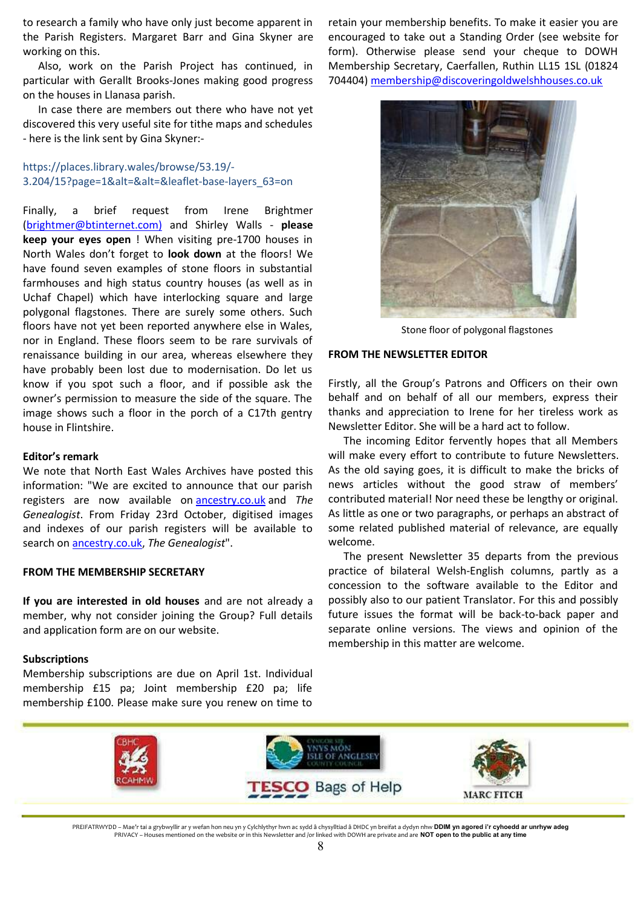to research a family who have only just become apparent in the Parish Registers. Margaret Barr and Gina Skyner are working on this.

Also, work on the Parish Project has continued, in particular with Gerallt Brooks-Jones making good progress on the houses in Llanasa parish.

In case there are members out there who have not yet discovered this very useful site for tithe maps and schedules - here is the link sent by Gina Skyner:-

https://places.library.wales/browse/53.19/-3.204/15?page=1&alt=&alt=&leaflet-base-layers_63=on

Finally, a brief request from Irene Brightmer (brightmer@btinternet.com) and Shirley Walls - **please keep your eyes open** ! When visiting pre-1700 houses in North Wales don't forget to **look down** at the floors! We have found seven examples of stone floors in substantial farmhouses and high status country houses (as well as in Uchaf Chapel) which have interlocking square and large polygonal flagstones. There are surely some others. Such floors have not yet been reported anywhere else in Wales, nor in England. These floors seem to be rare survivals of renaissance building in our area, whereas elsewhere they have probably been lost due to modernisation. Do let us know if you spot such a floor, and if possible ask the owner's permission to measure the side of the square. The image shows such a floor in the porch of a C17th gentry house in Flintshire.

### Editor's remark

We note that North East Wales Archives have posted this information: "We are excited to announce that our parish registers are now available on ancestry.co.uk and *The Genealogist*. From Friday 23rd October, digitised images and indexes of our parish registers will be available to search on ancestry.co.uk, *The Genealogist*".

### FROM THE MEMBERSHIP SECRETARY

**If you are interested in old houses** and are not already a member, why not consider joining the Group? Full details and application form are on our website.

### Subscriptions

Membership subscriptions are due on April 1st. Individual membership £15 pa; Joint membership £20 pa; life membership £100. Please make sure you renew on time to retain your membership benefits. To make it easier you are encouraged to take out a Standing Order (see website for form). Otherwise please send your cheque to DOWH Membership Secretary, Caerfallen, Ruthin LL15 1SL (01824 704404) membership@discoveringoldwelshhouses.co.uk

Stone floor of polygonal flagstones

### FROM THE NEWSLETTER EDITOR

Firstly, all the Group's Patrons and Officers on their own behalf and on behalf of all our members, express their thanks and appreciation to Irene for her tireless work as Newsletter Editor. She will be a hard act to follow.

The incoming Editor fervently hopes that all Members will make every effort to contribute to future Newsletters. As the old saying goes, it is difficult to make the bricks of news articles without the good straw of members' contributed material! Nor need these be lengthy or original. As little as one or two paragraphs, or perhaps an abstract of some related published material of relevance, are equally welcome.

The present Newsletter 35 departs from the previous practice of bilateral Welsh-English columns, partly as a concession to the software available to the Editor and possibly also to our patient Translator. For this and possibly future issues the format will be back-to-back paper and separate online versions. The views and opinion of the membership in this matter are welcome.

CBHC RCAHMW

CYNGOR SIR YNYS MÔN ISLE OF ANGLESEY COUNTY COUNCIL

TESCO Bags of Help

MARC FITCH

PREIFATRWYDD – Mae'r tai a grybwyllir ar y wefan hon neu yn y Cylchlythyr hwn ac sydd â chysylltiad â DHDC yn breifat a dydyn nhw **DDIM yn agored i'r cyhoedd ar unrhyw adeg**
PRIVACY – Houses mentioned on the website or in this Newsletter and /or linked with DOWH are private and are **NOT open to the public at any time**